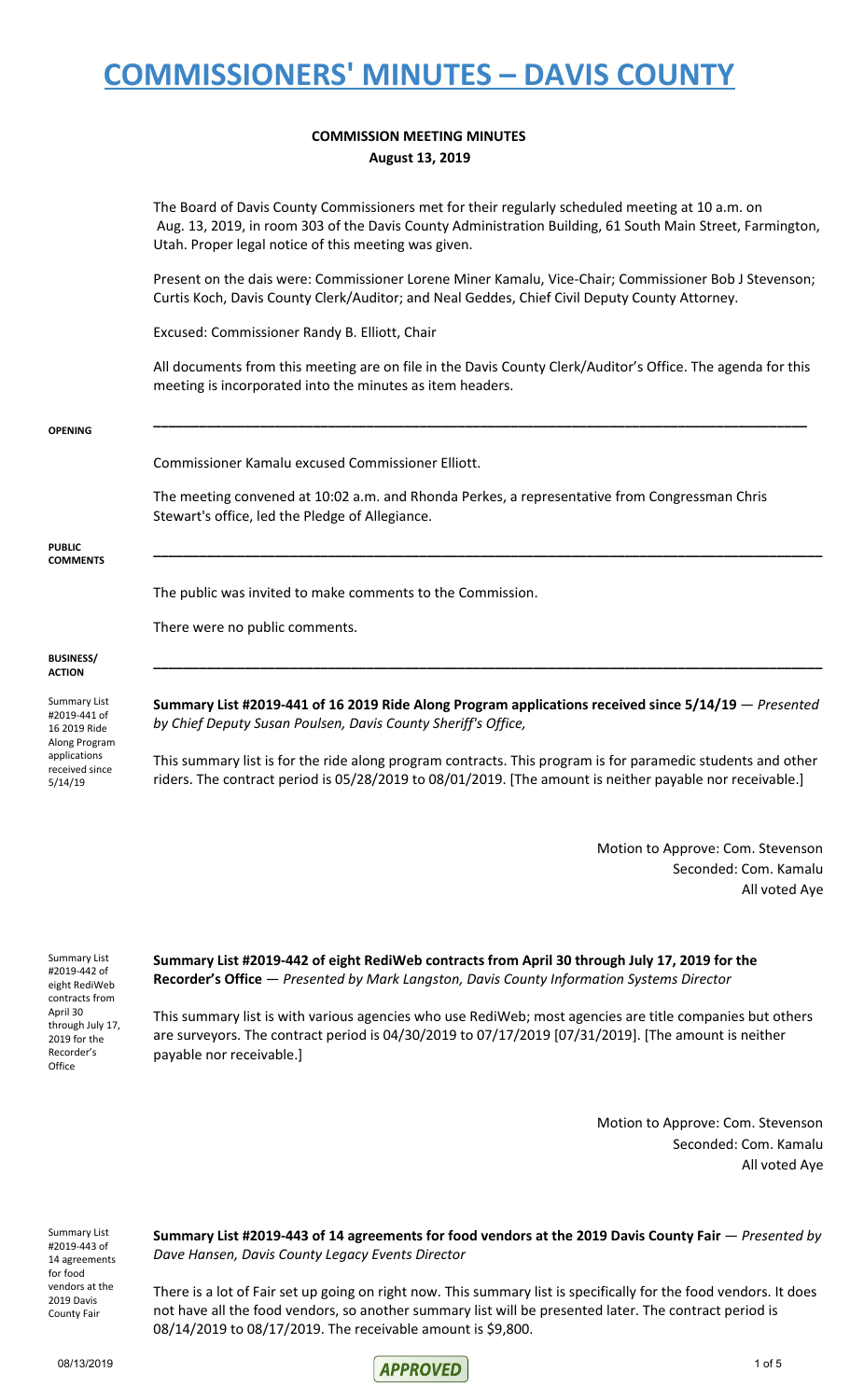# COMMISSIONERS' MINUTES – DAVIS COUNTY

## COMMISSION MEETING MINUTES
**August 13, 2019**

The Board of Davis County Commissioners met for their regularly scheduled meeting at 10 a.m. on Aug. 13, 2019, in room 303 of the Davis County Administration Building, 61 South Main Street, Farmington, Utah. Proper legal notice of this meeting was given.

Present on the dais were: Commissioner Lorene Miner Kamalu, Vice-Chair; Commissioner Bob J Stevenson; Curtis Koch, Davis County Clerk/Auditor; and Neal Geddes, Chief Civil Deputy County Attorney.

Excused: Commissioner Randy B. Elliott, Chair

All documents from this meeting are on file in the Davis County Clerk/Auditor's Office. The agenda for this meeting is incorporated into the minutes as item headers.

---

**OPENING**

Commissioner Kamalu excused Commissioner Elliott.

The meeting convened at 10:02 a.m. and Rhonda Perkes, a representative from Congressman Chris Stewart's office, led the Pledge of Allegiance.

---

**PUBLIC COMMENTS**

The public was invited to make comments to the Commission.

There were no public comments.

---

**BUSINESS/ ACTION**

Summary List #2019-441 of 16 2019 Ride Along Program applications received since 5/14/19

**Summary List #2019-441 of 16 2019 Ride Along Program applications received since 5/14/19** — *Presented by Chief Deputy Susan Poulsen, Davis County Sheriff's Office,*

This summary list is for the ride along program contracts. This program is for paramedic students and other riders. The contract period is 05/28/2019 to 08/01/2019. [The amount is neither payable nor receivable.]

Motion to Approve: Com. Stevenson
Seconded: Com. Kamalu
All voted Aye

Summary List #2019-442 of eight RediWeb contracts from April 30 through July 17, 2019 for the Recorder's Office

**Summary List #2019-442 of eight RediWeb contracts from April 30 through July 17, 2019 for the Recorder's Office** — *Presented by Mark Langston, Davis County Information Systems Director*

This summary list is with various agencies who use RediWeb; most agencies are title companies but others are surveyors. The contract period is 04/30/2019 to 07/17/2019 [07/31/2019]. [The amount is neither payable nor receivable.]

Motion to Approve: Com. Stevenson
Seconded: Com. Kamalu
All voted Aye

Summary List #2019-443 of 14 agreements for food vendors at the 2019 Davis County Fair

**Summary List #2019-443 of 14 agreements for food vendors at the 2019 Davis County Fair** — *Presented by Dave Hansen, Davis County Legacy Events Director*

There is a lot of Fair set up going on right now. This summary list is specifically for the food vendors. It does not have all the food vendors, so another summary list will be presented later. The contract period is 08/14/2019 to 08/17/2019. The receivable amount is $9,800.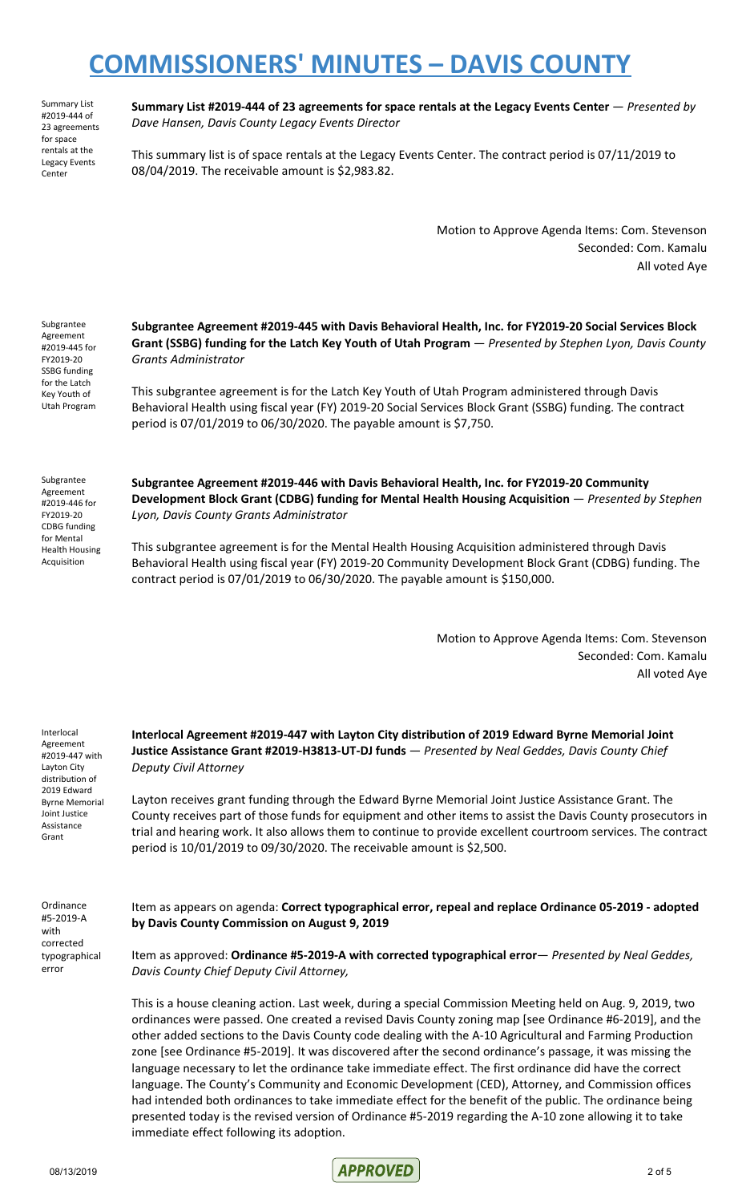Summary List #2019-444 of 23 agreements for space rentals at the Legacy Events Center

**Summary List #2019-444 of 23 agreements for space rentals at the Legacy Events Center** — *Presented by Dave Hansen, Davis County Legacy Events Director*

This summary list is of space rentals at the Legacy Events Center. The contract period is 07/11/2019 to 08/04/2019. The receivable amount is $2,983.82.

Motion to Approve Agenda Items: Com. Stevenson
Seconded: Com. Kamalu
All voted Aye

Subgrantee Agreement #2019-445 for FY2019-20 SSBG funding for the Latch Key Youth of Utah Program

**Subgrantee Agreement #2019-445 with Davis Behavioral Health, Inc. for FY2019-20 Social Services Block Grant (SSBG) funding for the Latch Key Youth of Utah Program** — *Presented by Stephen Lyon, Davis County Grants Administrator*

This subgrantee agreement is for the Latch Key Youth of Utah Program administered through Davis Behavioral Health using fiscal year (FY) 2019-20 Social Services Block Grant (SSBG) funding. The contract period is 07/01/2019 to 06/30/2020. The payable amount is $7,750.

Subgrantee Agreement #2019-446 for FY2019-20 CDBG funding for Mental Health Housing Acquisition

**Subgrantee Agreement #2019-446 with Davis Behavioral Health, Inc. for FY2019-20 Community Development Block Grant (CDBG) funding for Mental Health Housing Acquisition** — *Presented by Stephen Lyon, Davis County Grants Administrator*

This subgrantee agreement is for the Mental Health Housing Acquisition administered through Davis Behavioral Health using fiscal year (FY) 2019-20 Community Development Block Grant (CDBG) funding. The contract period is 07/01/2019 to 06/30/2020. The payable amount is $150,000.

Motion to Approve Agenda Items: Com. Stevenson
Seconded: Com. Kamalu
All voted Aye

Interlocal Agreement #2019-447 with Layton City distribution of 2019 Edward Byrne Memorial Joint Justice Assistance Grant

**Interlocal Agreement #2019-447 with Layton City distribution of 2019 Edward Byrne Memorial Joint Justice Assistance Grant #2019-H3813-UT-DJ funds** — *Presented by Neal Geddes, Davis County Chief Deputy Civil Attorney*

Layton receives grant funding through the Edward Byrne Memorial Joint Justice Assistance Grant. The County receives part of those funds for equipment and other items to assist the Davis County prosecutors in trial and hearing work. It also allows them to continue to provide excellent courtroom services. The contract period is 10/01/2019 to 09/30/2020. The receivable amount is $2,500.

Ordinance #5-2019-A with corrected typographical error

Item as appears on agenda: **Correct typographical error, repeal and replace Ordinance 05-2019 - adopted by Davis County Commission on August 9, 2019**

Item as approved: **Ordinance #5-2019-A with corrected typographical error**— *Presented by Neal Geddes, Davis County Chief Deputy Civil Attorney,*

This is a house cleaning action. Last week, during a special Commission Meeting held on Aug. 9, 2019, two ordinances were passed. One created a revised Davis County zoning map [see Ordinance #6-2019], and the other added sections to the Davis County code dealing with the A-10 Agricultural and Farming Production zone [see Ordinance #5-2019]. It was discovered after the second ordinance's passage, it was missing the language necessary to let the ordinance take immediate effect. The first ordinance did have the correct language. The County's Community and Economic Development (CED), Attorney, and Commission offices had intended both ordinances to take immediate effect for the benefit of the public. The ordinance being presented today is the revised version of Ordinance #5-2019 regarding the A-10 zone allowing it to take immediate effect following its adoption.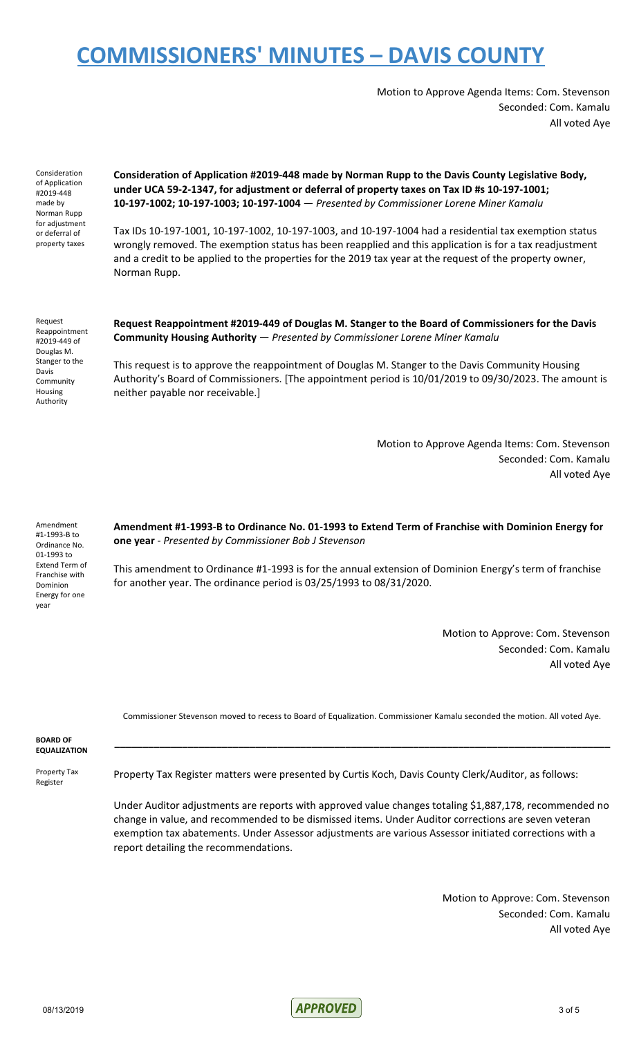Motion to Approve Agenda Items: Com. Stevenson
Seconded: Com. Kamalu
All voted Aye

Consideration of Application #2019-448 made by Norman Rupp for adjustment or deferral of property taxes

**Consideration of Application #2019-448 made by Norman Rupp to the Davis County Legislative Body, under UCA 59-2-1347, for adjustment or deferral of property taxes on Tax ID #s 10-197-1001; 10-197-1002; 10-197-1003; 10-197-1004** — *Presented by Commissioner Lorene Miner Kamalu*

Tax IDs 10-197-1001, 10-197-1002, 10-197-1003, and 10-197-1004 had a residential tax exemption status wrongly removed. The exemption status has been reapplied and this application is for a tax readjustment and a credit to be applied to the properties for the 2019 tax year at the request of the property owner, Norman Rupp.

Request Reappointment #2019-449 of Douglas M. Stanger to the Davis Community Housing Authority

**Request Reappointment #2019-449 of Douglas M. Stanger to the Board of Commissioners for the Davis Community Housing Authority** — *Presented by Commissioner Lorene Miner Kamalu*

This request is to approve the reappointment of Douglas M. Stanger to the Davis Community Housing Authority's Board of Commissioners. [The appointment period is 10/01/2019 to 09/30/2023. The amount is neither payable nor receivable.]

Motion to Approve Agenda Items: Com. Stevenson
Seconded: Com. Kamalu
All voted Aye

Amendment #1-1993-B to Ordinance No. 01-1993 to Extend Term of Franchise with Dominion Energy for one year

**Amendment #1-1993-B to Ordinance No. 01-1993 to Extend Term of Franchise with Dominion Energy for one year** - *Presented by Commissioner Bob J Stevenson*

This amendment to Ordinance #1-1993 is for the annual extension of Dominion Energy's term of franchise for another year. The ordinance period is 03/25/1993 to 08/31/2020.

Motion to Approve: Com. Stevenson
Seconded: Com. Kamalu
All voted Aye

Commissioner Stevenson moved to recess to Board of Equalization. Commissioner Kamalu seconded the motion. All voted Aye.

**BOARD OF EQUALIZATION**

---

Property Tax Register

Property Tax Register matters were presented by Curtis Koch, Davis County Clerk/Auditor, as follows:

Under Auditor adjustments are reports with approved value changes totaling $1,887,178, recommended no change in value, and recommended to be dismissed items. Under Auditor corrections are seven veteran exemption tax abatements. Under Assessor adjustments are various Assessor initiated corrections with a report detailing the recommendations.

Motion to Approve: Com. Stevenson
Seconded: Com. Kamalu
All voted Aye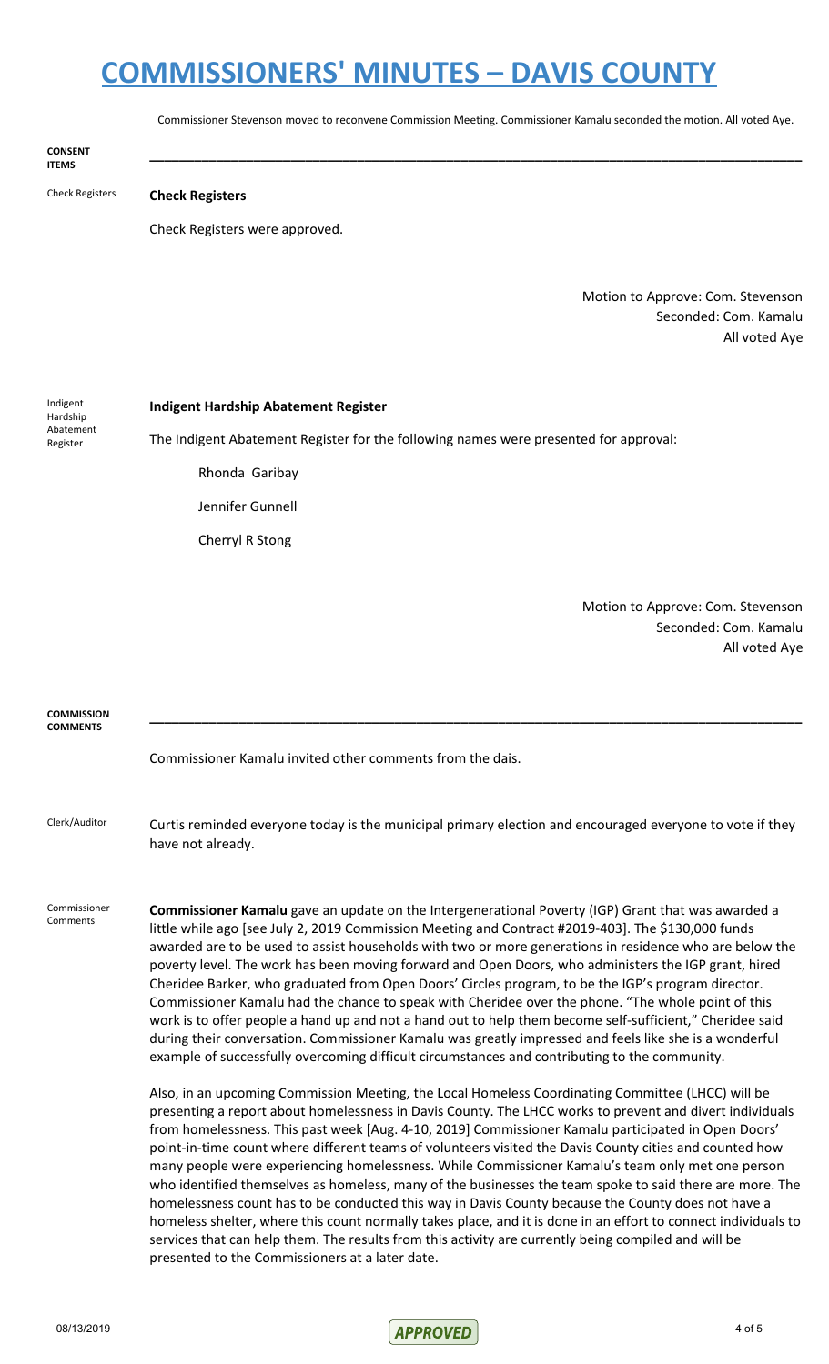Commissioner Stevenson moved to reconvene Commission Meeting. Commissioner Kamalu seconded the motion. All voted Aye.

## CONSENT ITEMS

Check Registers

**Check Registers**

Check Registers were approved.

Motion to Approve: Com. Stevenson
Seconded: Com. Kamalu
All voted Aye

Indigent Hardship Abatement Register

**Indigent Hardship Abatement Register**

The Indigent Abatement Register for the following names were presented for approval:

Rhonda Garibay

Jennifer Gunnell

Cherryl R Stong

Motion to Approve: Com. Stevenson
Seconded: Com. Kamalu
All voted Aye

## COMMISSION COMMENTS

Commissioner Kamalu invited other comments from the dais.

Clerk/Auditor

Curtis reminded everyone today is the municipal primary election and encouraged everyone to vote if they have not already.

Commissioner Comments

**Commissioner Kamalu** gave an update on the Intergenerational Poverty (IGP) Grant that was awarded a little while ago [see July 2, 2019 Commission Meeting and Contract #2019-403]. The $130,000 funds awarded are to be used to assist households with two or more generations in residence who are below the poverty level. The work has been moving forward and Open Doors, who administers the IGP grant, hired Cheridee Barker, who graduated from Open Doors' Circles program, to be the IGP's program director. Commissioner Kamalu had the chance to speak with Cheridee over the phone. "The whole point of this work is to offer people a hand up and not a hand out to help them become self-sufficient," Cheridee said during their conversation. Commissioner Kamalu was greatly impressed and feels like she is a wonderful example of successfully overcoming difficult circumstances and contributing to the community.

Also, in an upcoming Commission Meeting, the Local Homeless Coordinating Committee (LHCC) will be presenting a report about homelessness in Davis County. The LHCC works to prevent and divert individuals from homelessness. This past week [Aug. 4-10, 2019] Commissioner Kamalu participated in Open Doors' point-in-time count where different teams of volunteers visited the Davis County cities and counted how many people were experiencing homelessness. While Commissioner Kamalu's team only met one person who identified themselves as homeless, many of the businesses the team spoke to said there are more. The homelessness count has to be conducted this way in Davis County because the County does not have a homeless shelter, where this count normally takes place, and it is done in an effort to connect individuals to services that can help them. The results from this activity are currently being compiled and will be presented to the Commissioners at a later date.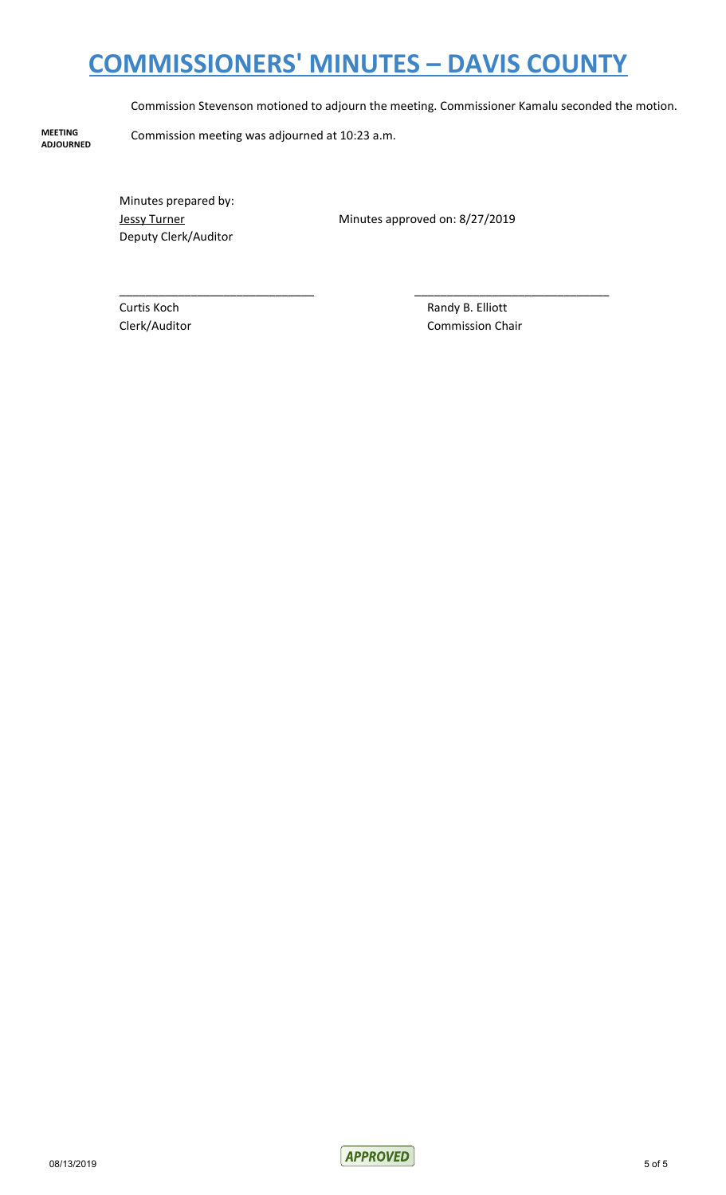Commission Stevenson motioned to adjourn the meeting. Commissioner Kamalu seconded the motion.

**MEETING ADJOURNED**

Commission meeting was adjourned at 10:23 a.m.

Minutes prepared by:
Jessy Turner
Deputy Clerk/Auditor

Minutes approved on: 8/27/2019

______________________________

Curtis Koch
Clerk/Auditor

______________________________

Randy B. Elliott
Commission Chair

APPROVED